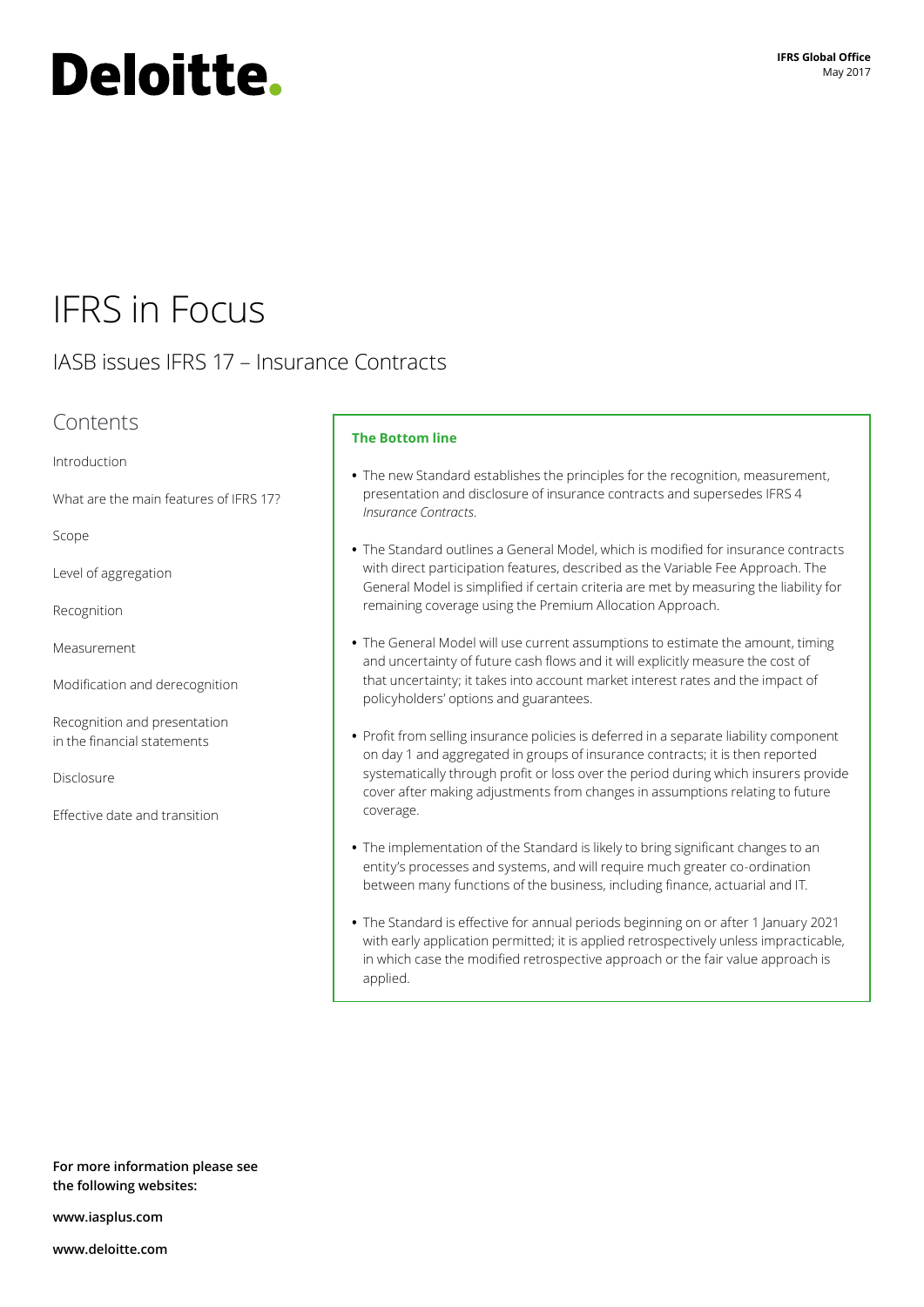Deloitte.

**IFRS Global Office**
May 2017

# IFRS in Focus

## IASB issues IFRS 17 – Insurance Contracts

### Contents

Introduction

What are the main features of IFRS 17?

Scope

Level of aggregation

Recognition

Measurement

Modification and derecognition

Recognition and presentation in the financial statements

Disclosure

Effective date and transition

### The Bottom line

- The new Standard establishes the principles for the recognition, measurement, presentation and disclosure of insurance contracts and supersedes IFRS 4 *Insurance Contracts*.
- The Standard outlines a General Model, which is modified for insurance contracts with direct participation features, described as the Variable Fee Approach. The General Model is simplified if certain criteria are met by measuring the liability for remaining coverage using the Premium Allocation Approach.
- The General Model will use current assumptions to estimate the amount, timing and uncertainty of future cash flows and it will explicitly measure the cost of that uncertainty; it takes into account market interest rates and the impact of policyholders' options and guarantees.
- Profit from selling insurance policies is deferred in a separate liability component on day 1 and aggregated in groups of insurance contracts; it is then reported systematically through profit or loss over the period during which insurers provide cover after making adjustments from changes in assumptions relating to future coverage.
- The implementation of the Standard is likely to bring significant changes to an entity's processes and systems, and will require much greater co-ordination between many functions of the business, including finance, actuarial and IT.
- The Standard is effective for annual periods beginning on or after 1 January 2021 with early application permitted; it is applied retrospectively unless impracticable, in which case the modified retrospective approach or the fair value approach is applied.

**For more information please see the following websites:**

**www.iasplus.com**

**www.deloitte.com**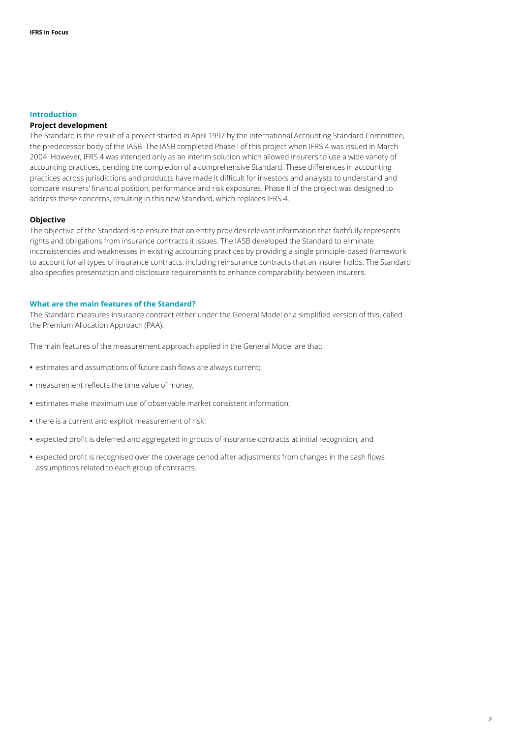## Introduction

### Project development

The Standard is the result of a project started in April 1997 by the International Accounting Standard Committee, the predecessor body of the IASB. The IASB completed Phase I of this project when IFRS 4 was issued in March 2004. However, IFRS 4 was intended only as an interim solution which allowed insurers to use a wide variety of accounting practices, pending the completion of a comprehensive Standard. These differences in accounting practices across jurisdictions and products have made it difficult for investors and analysts to understand and compare insurers' financial position, performance and risk exposures. Phase II of the project was designed to address these concerns, resulting in this new Standard, which replaces IFRS 4.

### Objective

The objective of the Standard is to ensure that an entity provides relevant information that faithfully represents rights and obligations from insurance contracts it issues. The IASB developed the Standard to eliminate inconsistencies and weaknesses in existing accounting practices by providing a single principle-based framework to account for all types of insurance contracts, including reinsurance contracts that an insurer holds. The Standard also specifies presentation and disclosure requirements to enhance comparability between insurers.

## What are the main features of the Standard?

The Standard measures insurance contract either under the General Model or a simplified version of this, called the Premium Allocation Approach (PAA).

The main features of the measurement approach applied in the General Model are that:

- estimates and assumptions of future cash flows are always current;
- measurement reflects the time value of money;
- estimates make maximum use of observable market consistent information;
- there is a current and explicit measurement of risk;
- expected profit is deferred and aggregated in groups of insurance contracts at initial recognition; and
- expected profit is recognised over the coverage period after adjustments from changes in the cash flows assumptions related to each group of contracts.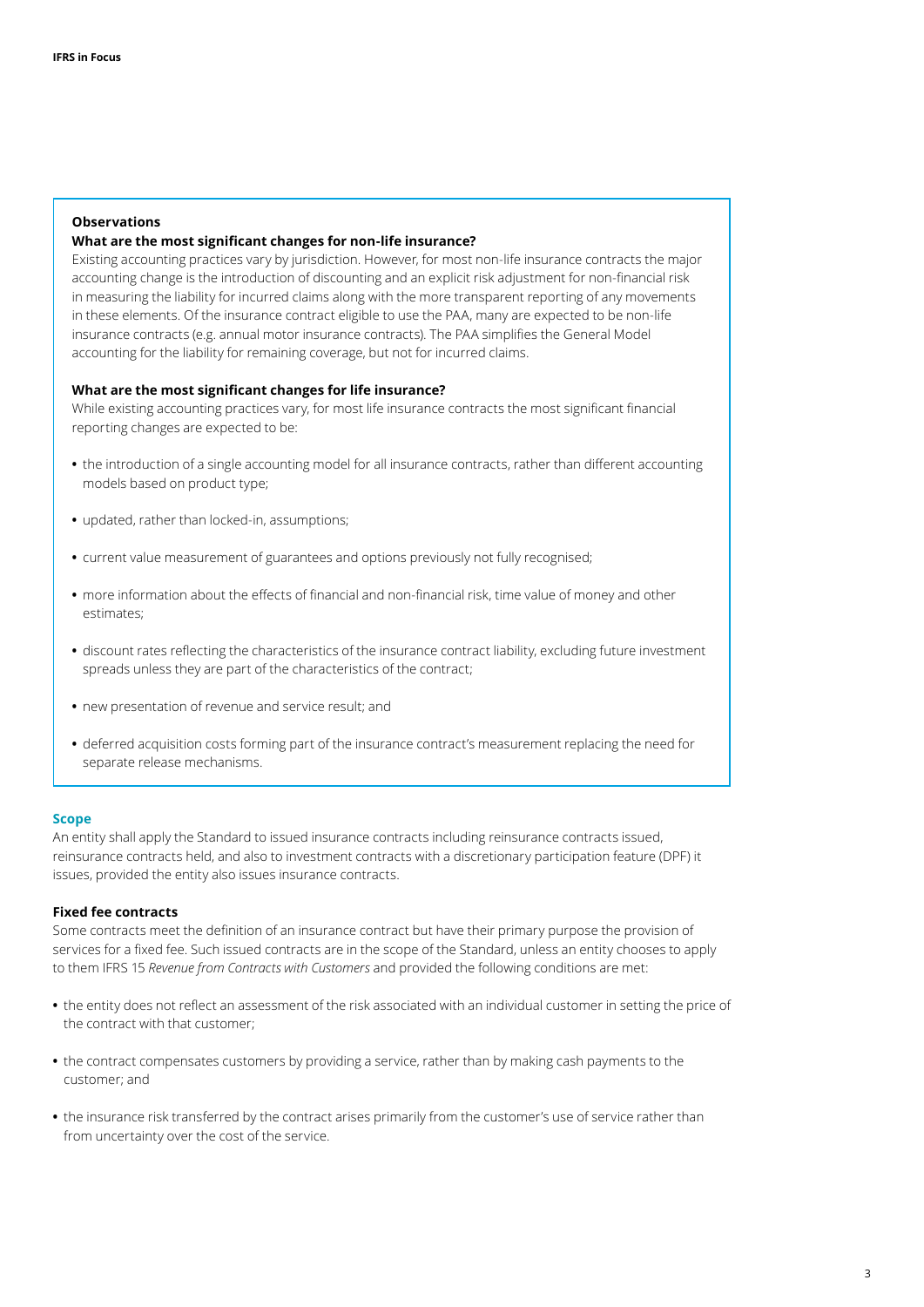**Observations**

**What are the most significant changes for non-life insurance?**

Existing accounting practices vary by jurisdiction. However, for most non-life insurance contracts the major accounting change is the introduction of discounting and an explicit risk adjustment for non-financial risk in measuring the liability for incurred claims along with the more transparent reporting of any movements in these elements. Of the insurance contract eligible to use the PAA, many are expected to be non-life insurance contracts (e.g. annual motor insurance contracts). The PAA simplifies the General Model accounting for the liability for remaining coverage, but not for incurred claims.

**What are the most significant changes for life insurance?**

While existing accounting practices vary, for most life insurance contracts the most significant financial reporting changes are expected to be:

- the introduction of a single accounting model for all insurance contracts, rather than different accounting models based on product type;
- updated, rather than locked-in, assumptions;
- current value measurement of guarantees and options previously not fully recognised;
- more information about the effects of financial and non-financial risk, time value of money and other estimates;
- discount rates reflecting the characteristics of the insurance contract liability, excluding future investment spreads unless they are part of the characteristics of the contract;
- new presentation of revenue and service result; and
- deferred acquisition costs forming part of the insurance contract's measurement replacing the need for separate release mechanisms.

## Scope

An entity shall apply the Standard to issued insurance contracts including reinsurance contracts issued, reinsurance contracts held, and also to investment contracts with a discretionary participation feature (DPF) it issues, provided the entity also issues insurance contracts.

### Fixed fee contracts

Some contracts meet the definition of an insurance contract but have their primary purpose the provision of services for a fixed fee. Such issued contracts are in the scope of the Standard, unless an entity chooses to apply to them IFRS 15 *Revenue from Contracts with Customers* and provided the following conditions are met:

- the entity does not reflect an assessment of the risk associated with an individual customer in setting the price of the contract with that customer;
- the contract compensates customers by providing a service, rather than by making cash payments to the customer; and
- the insurance risk transferred by the contract arises primarily from the customer's use of service rather than from uncertainty over the cost of the service.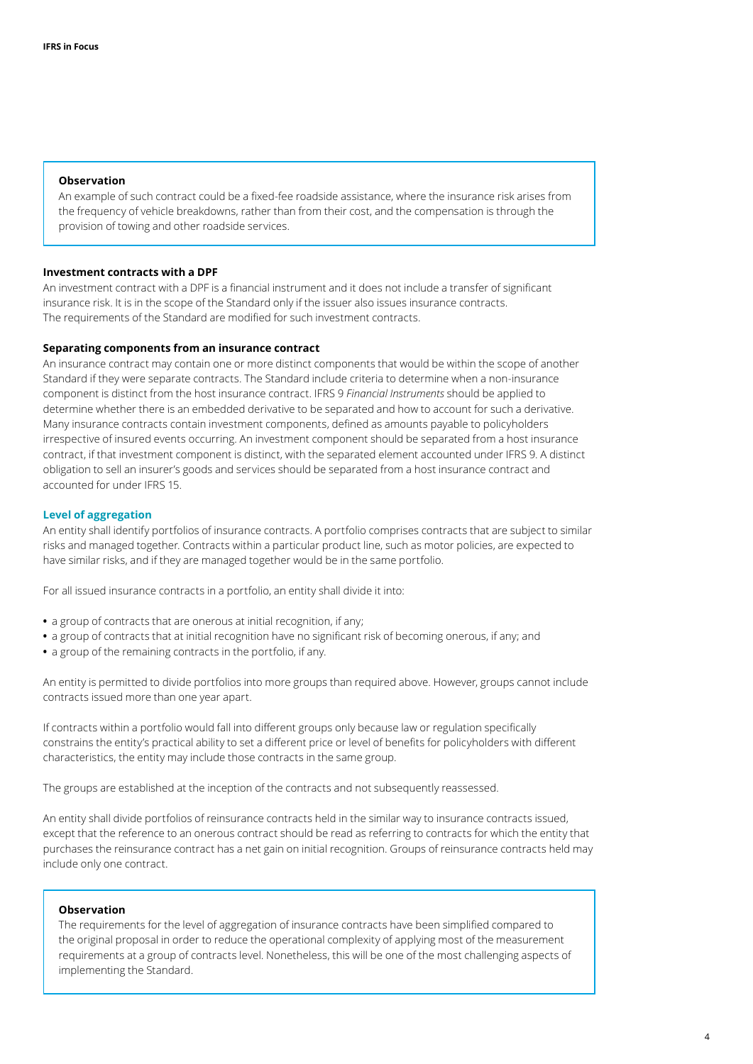**Observation**

An example of such contract could be a fixed-fee roadside assistance, where the insurance risk arises from the frequency of vehicle breakdowns, rather than from their cost, and the compensation is through the provision of towing and other roadside services.

**Investment contracts with a DPF**

An investment contract with a DPF is a financial instrument and it does not include a transfer of significant insurance risk. It is in the scope of the Standard only if the issuer also issues insurance contracts. The requirements of the Standard are modified for such investment contracts.

**Separating components from an insurance contract**

An insurance contract may contain one or more distinct components that would be within the scope of another Standard if they were separate contracts. The Standard include criteria to determine when a non-insurance component is distinct from the host insurance contract. IFRS 9 *Financial Instruments* should be applied to determine whether there is an embedded derivative to be separated and how to account for such a derivative. Many insurance contracts contain investment components, defined as amounts payable to policyholders irrespective of insured events occurring. An investment component should be separated from a host insurance contract, if that investment component is distinct, with the separated element accounted under IFRS 9. A distinct obligation to sell an insurer's goods and services should be separated from a host insurance contract and accounted for under IFRS 15.

### Level of aggregation

An entity shall identify portfolios of insurance contracts. A portfolio comprises contracts that are subject to similar risks and managed together. Contracts within a particular product line, such as motor policies, are expected to have similar risks, and if they are managed together would be in the same portfolio.

For all issued insurance contracts in a portfolio, an entity shall divide it into:

- a group of contracts that are onerous at initial recognition, if any;
- a group of contracts that at initial recognition have no significant risk of becoming onerous, if any; and
- a group of the remaining contracts in the portfolio, if any.

An entity is permitted to divide portfolios into more groups than required above. However, groups cannot include contracts issued more than one year apart.

If contracts within a portfolio would fall into different groups only because law or regulation specifically constrains the entity's practical ability to set a different price or level of benefits for policyholders with different characteristics, the entity may include those contracts in the same group.

The groups are established at the inception of the contracts and not subsequently reassessed.

An entity shall divide portfolios of reinsurance contracts held in the similar way to insurance contracts issued, except that the reference to an onerous contract should be read as referring to contracts for which the entity that purchases the reinsurance contract has a net gain on initial recognition. Groups of reinsurance contracts held may include only one contract.

**Observation**

The requirements for the level of aggregation of insurance contracts have been simplified compared to the original proposal in order to reduce the operational complexity of applying most of the measurement requirements at a group of contracts level. Nonetheless, this will be one of the most challenging aspects of implementing the Standard.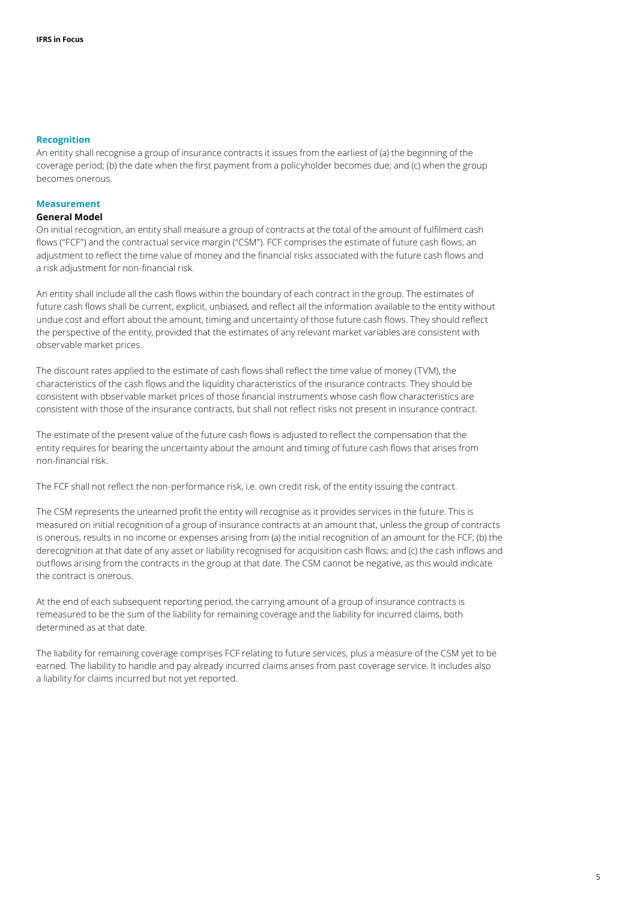## Recognition

An entity shall recognise a group of insurance contracts it issues from the earliest of (a) the beginning of the coverage period; (b) the date when the first payment from a policyholder becomes due; and (c) when the group becomes onerous.

## Measurement

### General Model

On initial recognition, an entity shall measure a group of contracts at the total of the amount of fulfilment cash flows ("FCF") and the contractual service margin ("CSM"). FCF comprises the estimate of future cash flows, an adjustment to reflect the time value of money and the financial risks associated with the future cash flows and a risk adjustment for non-financial risk.

An entity shall include all the cash flows within the boundary of each contract in the group. The estimates of future cash flows shall be current, explicit, unbiased, and reflect all the information available to the entity without undue cost and effort about the amount, timing and uncertainty of those future cash flows. They should reflect the perspective of the entity, provided that the estimates of any relevant market variables are consistent with observable market prices.

The discount rates applied to the estimate of cash flows shall reflect the time value of money (TVM), the characteristics of the cash flows and the liquidity characteristics of the insurance contracts. They should be consistent with observable market prices of those financial instruments whose cash flow characteristics are consistent with those of the insurance contracts, but shall not reflect risks not present in insurance contract.

The estimate of the present value of the future cash flows is adjusted to reflect the compensation that the entity requires for bearing the uncertainty about the amount and timing of future cash flows that arises from non-financial risk.

The FCF shall not reflect the non-performance risk, i.e. own credit risk, of the entity issuing the contract.

The CSM represents the unearned profit the entity will recognise as it provides services in the future. This is measured on initial recognition of a group of insurance contracts at an amount that, unless the group of contracts is onerous, results in no income or expenses arising from (a) the initial recognition of an amount for the FCF; (b) the derecognition at that date of any asset or liability recognised for acquisition cash flows; and (c) the cash inflows and outflows arising from the contracts in the group at that date. The CSM cannot be negative, as this would indicate the contract is onerous.

At the end of each subsequent reporting period, the carrying amount of a group of insurance contracts is remeasured to be the sum of the liability for remaining coverage and the liability for incurred claims, both determined as at that date.

The liability for remaining coverage comprises FCF relating to future services, plus a measure of the CSM yet to be earned. The liability to handle and pay already incurred claims arises from past coverage service. It includes also a liability for claims incurred but not yet reported.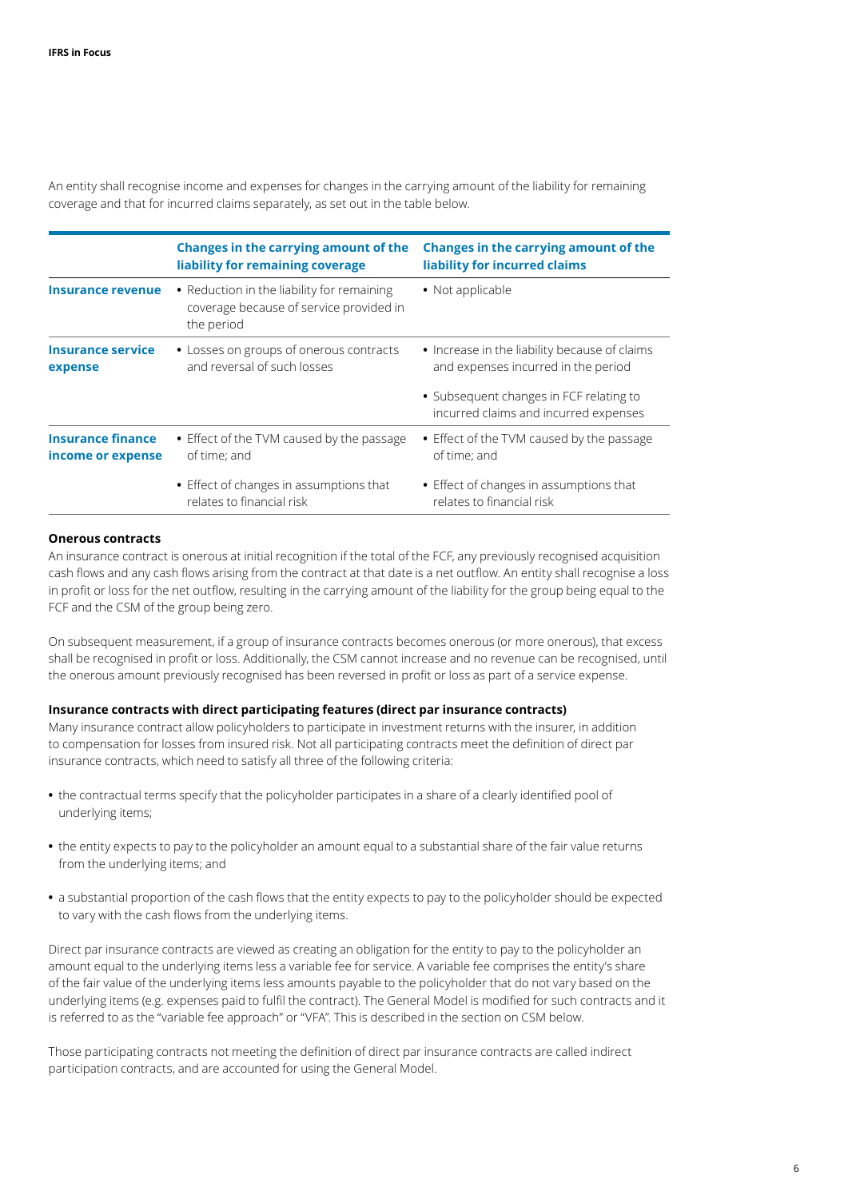An entity shall recognise income and expenses for changes in the carrying amount of the liability for remaining coverage and that for incurred claims separately, as set out in the table below.

| | Changes in the carrying amount of the liability for remaining coverage | Changes in the carrying amount of the liability for incurred claims |
|---|---|---|
| **Insurance revenue** | • Reduction in the liability for remaining coverage because of service provided in the period | • Not applicable |
| **Insurance service expense** | • Losses on groups of onerous contracts and reversal of such losses | • Increase in the liability because of claims and expenses incurred in the period<br>• Subsequent changes in FCF relating to incurred claims and incurred expenses |
| **Insurance finance income or expense** | • Effect of the TVM caused by the passage of time; and<br>• Effect of changes in assumptions that relates to financial risk | • Effect of the TVM caused by the passage of time; and<br>• Effect of changes in assumptions that relates to financial risk |

**Onerous contracts**

An insurance contract is onerous at initial recognition if the total of the FCF, any previously recognised acquisition cash flows and any cash flows arising from the contract at that date is a net outflow. An entity shall recognise a loss in profit or loss for the net outflow, resulting in the carrying amount of the liability for the group being equal to the FCF and the CSM of the group being zero.

On subsequent measurement, if a group of insurance contracts becomes onerous (or more onerous), that excess shall be recognised in profit or loss. Additionally, the CSM cannot increase and no revenue can be recognised, until the onerous amount previously recognised has been reversed in profit or loss as part of a service expense.

**Insurance contracts with direct participating features (direct par insurance contracts)**

Many insurance contract allow policyholders to participate in investment returns with the insurer, in addition to compensation for losses from insured risk. Not all participating contracts meet the definition of direct par insurance contracts, which need to satisfy all three of the following criteria:

- the contractual terms specify that the policyholder participates in a share of a clearly identified pool of underlying items;
- the entity expects to pay to the policyholder an amount equal to a substantial share of the fair value returns from the underlying items; and
- a substantial proportion of the cash flows that the entity expects to pay to the policyholder should be expected to vary with the cash flows from the underlying items.

Direct par insurance contracts are viewed as creating an obligation for the entity to pay to the policyholder an amount equal to the underlying items less a variable fee for service. A variable fee comprises the entity's share of the fair value of the underlying items less amounts payable to the policyholder that do not vary based on the underlying items (e.g. expenses paid to fulfil the contract). The General Model is modified for such contracts and it is referred to as the "variable fee approach" or "VFA". This is described in the section on CSM below.

Those participating contracts not meeting the definition of direct par insurance contracts are called indirect participation contracts, and are accounted for using the General Model.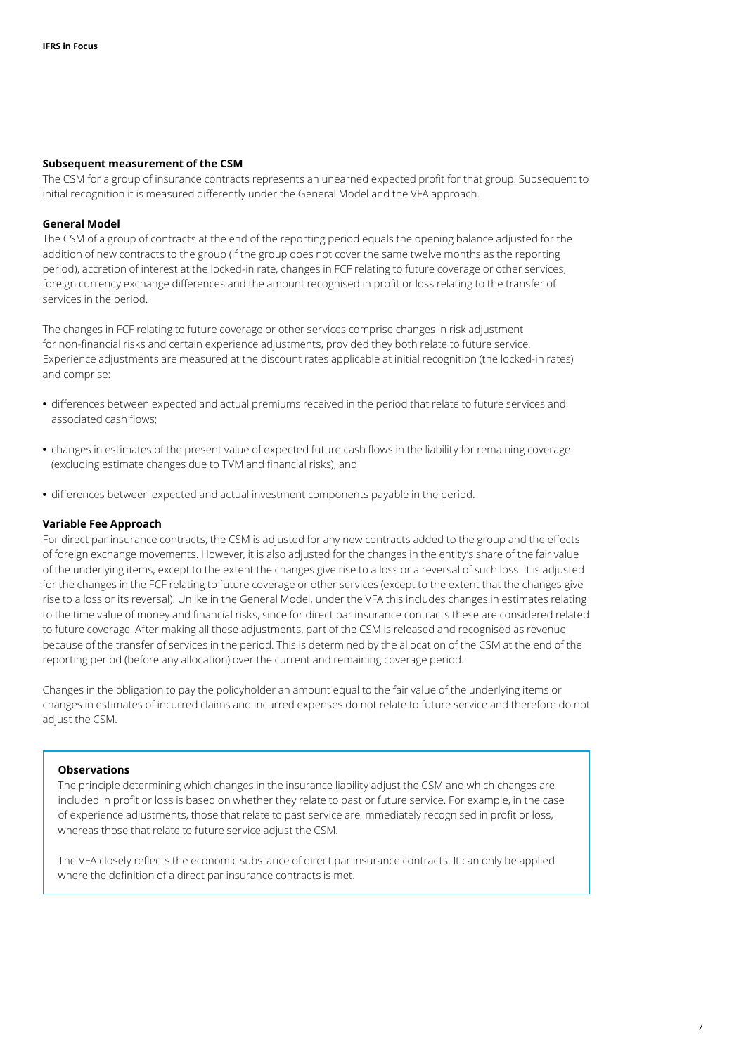### Subsequent measurement of the CSM

The CSM for a group of insurance contracts represents an unearned expected profit for that group. Subsequent to initial recognition it is measured differently under the General Model and the VFA approach.

#### General Model

The CSM of a group of contracts at the end of the reporting period equals the opening balance adjusted for the addition of new contracts to the group (if the group does not cover the same twelve months as the reporting period), accretion of interest at the locked-in rate, changes in FCF relating to future coverage or other services, foreign currency exchange differences and the amount recognised in profit or loss relating to the transfer of services in the period.

The changes in FCF relating to future coverage or other services comprise changes in risk adjustment for non-financial risks and certain experience adjustments, provided they both relate to future service. Experience adjustments are measured at the discount rates applicable at initial recognition (the locked-in rates) and comprise:

- differences between expected and actual premiums received in the period that relate to future services and associated cash flows;
- changes in estimates of the present value of expected future cash flows in the liability for remaining coverage (excluding estimate changes due to TVM and financial risks); and
- differences between expected and actual investment components payable in the period.

#### Variable Fee Approach

For direct par insurance contracts, the CSM is adjusted for any new contracts added to the group and the effects of foreign exchange movements. However, it is also adjusted for the changes in the entity's share of the fair value of the underlying items, except to the extent the changes give rise to a loss or a reversal of such loss. It is adjusted for the changes in the FCF relating to future coverage or other services (except to the extent that the changes give rise to a loss or its reversal). Unlike in the General Model, under the VFA this includes changes in estimates relating to the time value of money and financial risks, since for direct par insurance contracts these are considered related to future coverage. After making all these adjustments, part of the CSM is released and recognised as revenue because of the transfer of services in the period. This is determined by the allocation of the CSM at the end of the reporting period (before any allocation) over the current and remaining coverage period.

Changes in the obligation to pay the policyholder an amount equal to the fair value of the underlying items or changes in estimates of incurred claims and incurred expenses do not relate to future service and therefore do not adjust the CSM.

**Observations**

The principle determining which changes in the insurance liability adjust the CSM and which changes are included in profit or loss is based on whether they relate to past or future service. For example, in the case of experience adjustments, those that relate to past service are immediately recognised in profit or loss, whereas those that relate to future service adjust the CSM.

The VFA closely reflects the economic substance of direct par insurance contracts. It can only be applied where the definition of a direct par insurance contracts is met.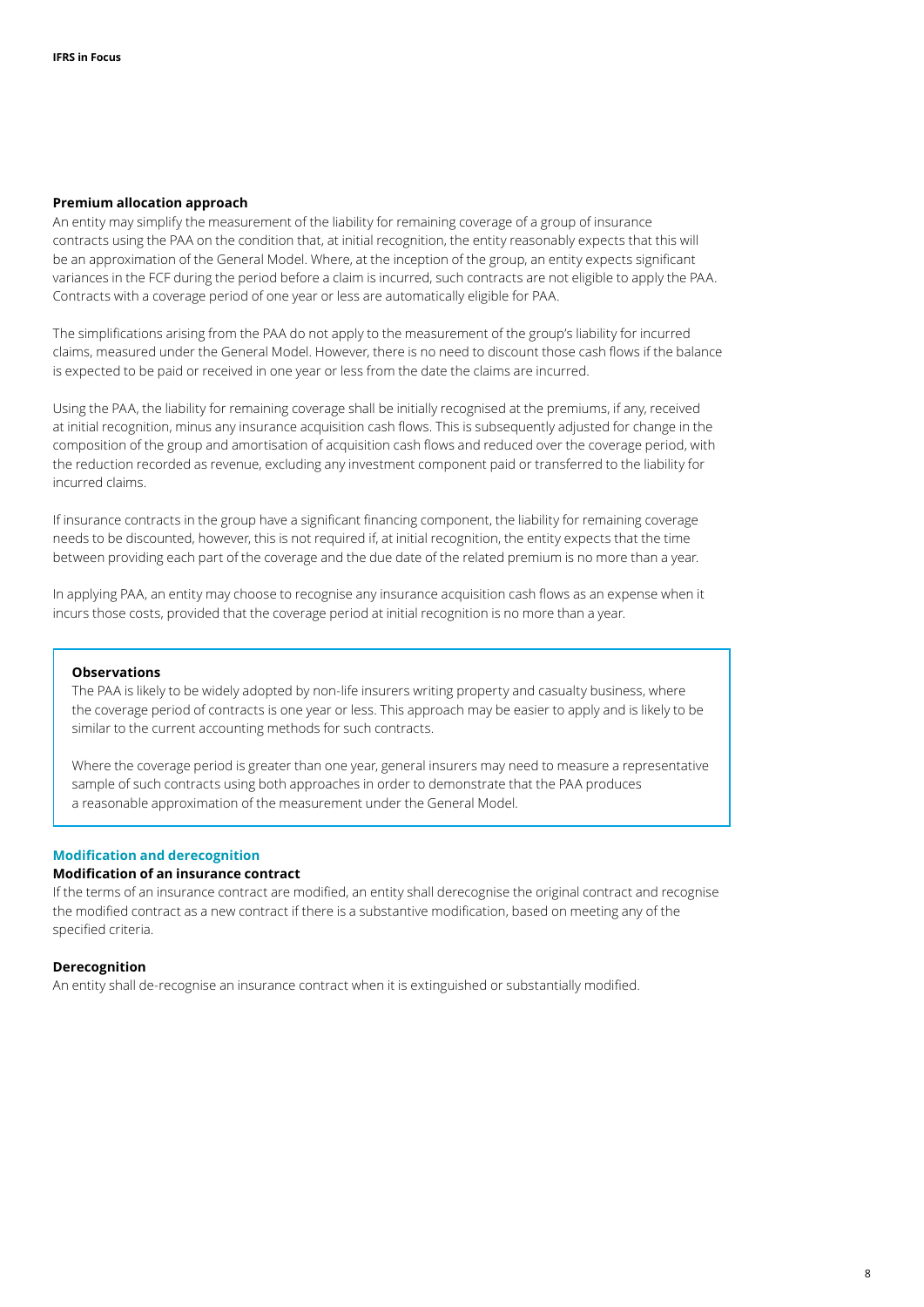### Premium allocation approach

An entity may simplify the measurement of the liability for remaining coverage of a group of insurance contracts using the PAA on the condition that, at initial recognition, the entity reasonably expects that this will be an approximation of the General Model. Where, at the inception of the group, an entity expects significant variances in the FCF during the period before a claim is incurred, such contracts are not eligible to apply the PAA. Contracts with a coverage period of one year or less are automatically eligible for PAA.

The simplifications arising from the PAA do not apply to the measurement of the group's liability for incurred claims, measured under the General Model. However, there is no need to discount those cash flows if the balance is expected to be paid or received in one year or less from the date the claims are incurred.

Using the PAA, the liability for remaining coverage shall be initially recognised at the premiums, if any, received at initial recognition, minus any insurance acquisition cash flows. This is subsequently adjusted for change in the composition of the group and amortisation of acquisition cash flows and reduced over the coverage period, with the reduction recorded as revenue, excluding any investment component paid or transferred to the liability for incurred claims.

If insurance contracts in the group have a significant financing component, the liability for remaining coverage needs to be discounted, however, this is not required if, at initial recognition, the entity expects that the time between providing each part of the coverage and the due date of the related premium is no more than a year.

In applying PAA, an entity may choose to recognise any insurance acquisition cash flows as an expense when it incurs those costs, provided that the coverage period at initial recognition is no more than a year.

> **Observations**
>
> The PAA is likely to be widely adopted by non-life insurers writing property and casualty business, where the coverage period of contracts is one year or less. This approach may be easier to apply and is likely to be similar to the current accounting methods for such contracts.
>
> Where the coverage period is greater than one year, general insurers may need to measure a representative sample of such contracts using both approaches in order to demonstrate that the PAA produces a reasonable approximation of the measurement under the General Model.

## Modification and derecognition

### Modification of an insurance contract

If the terms of an insurance contract are modified, an entity shall derecognise the original contract and recognise the modified contract as a new contract if there is a substantive modification, based on meeting any of the specified criteria.

### Derecognition

An entity shall de-recognise an insurance contract when it is extinguished or substantially modified.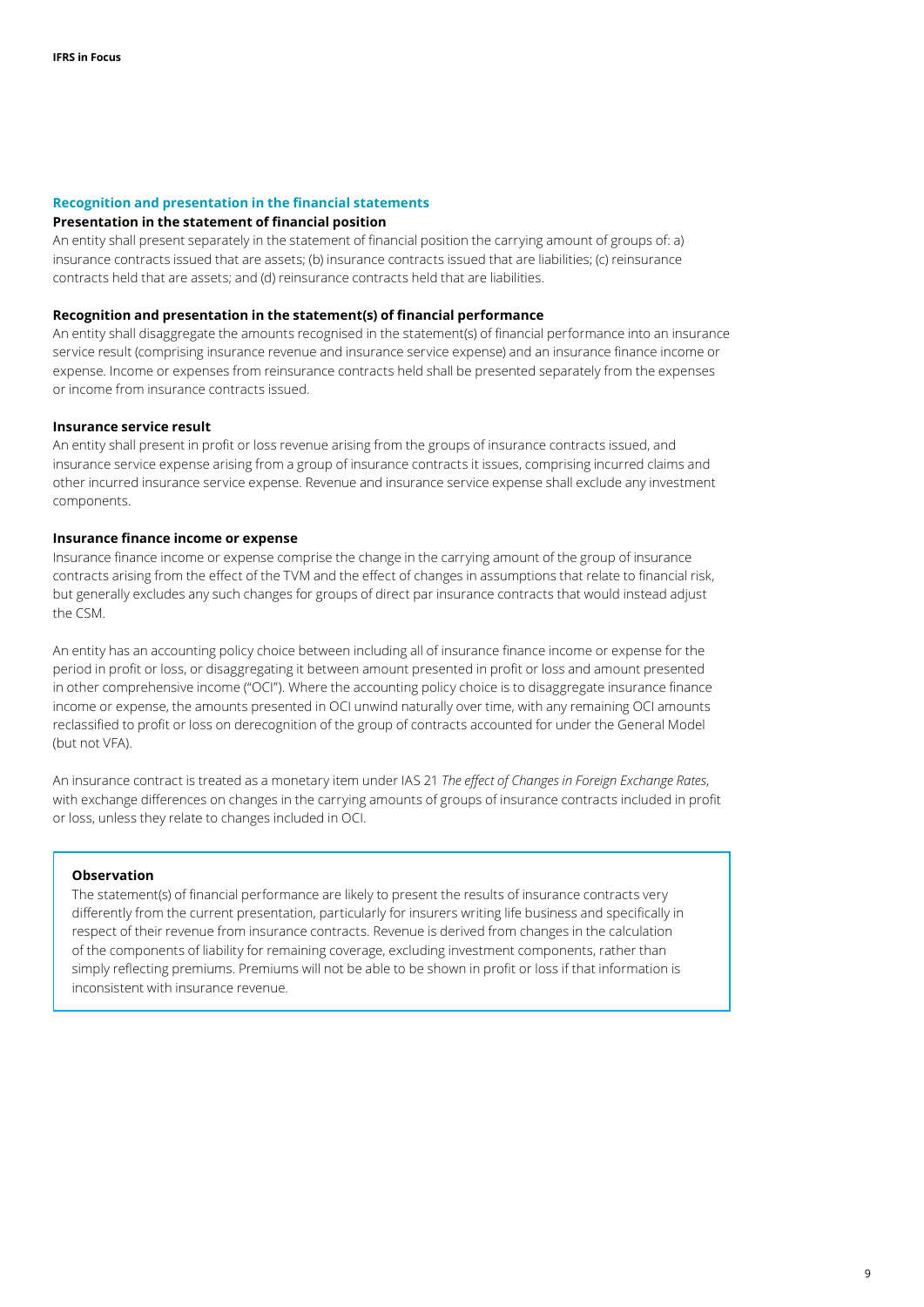## Recognition and presentation in the financial statements

### Presentation in the statement of financial position

An entity shall present separately in the statement of financial position the carrying amount of groups of: a) insurance contracts issued that are assets; (b) insurance contracts issued that are liabilities; (c) reinsurance contracts held that are assets; and (d) reinsurance contracts held that are liabilities.

### Recognition and presentation in the statement(s) of financial performance

An entity shall disaggregate the amounts recognised in the statement(s) of financial performance into an insurance service result (comprising insurance revenue and insurance service expense) and an insurance finance income or expense. Income or expenses from reinsurance contracts held shall be presented separately from the expenses or income from insurance contracts issued.

### Insurance service result

An entity shall present in profit or loss revenue arising from the groups of insurance contracts issued, and insurance service expense arising from a group of insurance contracts it issues, comprising incurred claims and other incurred insurance service expense. Revenue and insurance service expense shall exclude any investment components.

### Insurance finance income or expense

Insurance finance income or expense comprise the change in the carrying amount of the group of insurance contracts arising from the effect of the TVM and the effect of changes in assumptions that relate to financial risk, but generally excludes any such changes for groups of direct par insurance contracts that would instead adjust the CSM.

An entity has an accounting policy choice between including all of insurance finance income or expense for the period in profit or loss, or disaggregating it between amount presented in profit or loss and amount presented in other comprehensive income ("OCI"). Where the accounting policy choice is to disaggregate insurance finance income or expense, the amounts presented in OCI unwind naturally over time, with any remaining OCI amounts reclassified to profit or loss on derecognition of the group of contracts accounted for under the General Model (but not VFA).

An insurance contract is treated as a monetary item under IAS 21 *The effect of Changes in Foreign Exchange Rates*, with exchange differences on changes in the carrying amounts of groups of insurance contracts included in profit or loss, unless they relate to changes included in OCI.

**Observation**

The statement(s) of financial performance are likely to present the results of insurance contracts very differently from the current presentation, particularly for insurers writing life business and specifically in respect of their revenue from insurance contracts. Revenue is derived from changes in the calculation of the components of liability for remaining coverage, excluding investment components, rather than simply reflecting premiums. Premiums will not be able to be shown in profit or loss if that information is inconsistent with insurance revenue.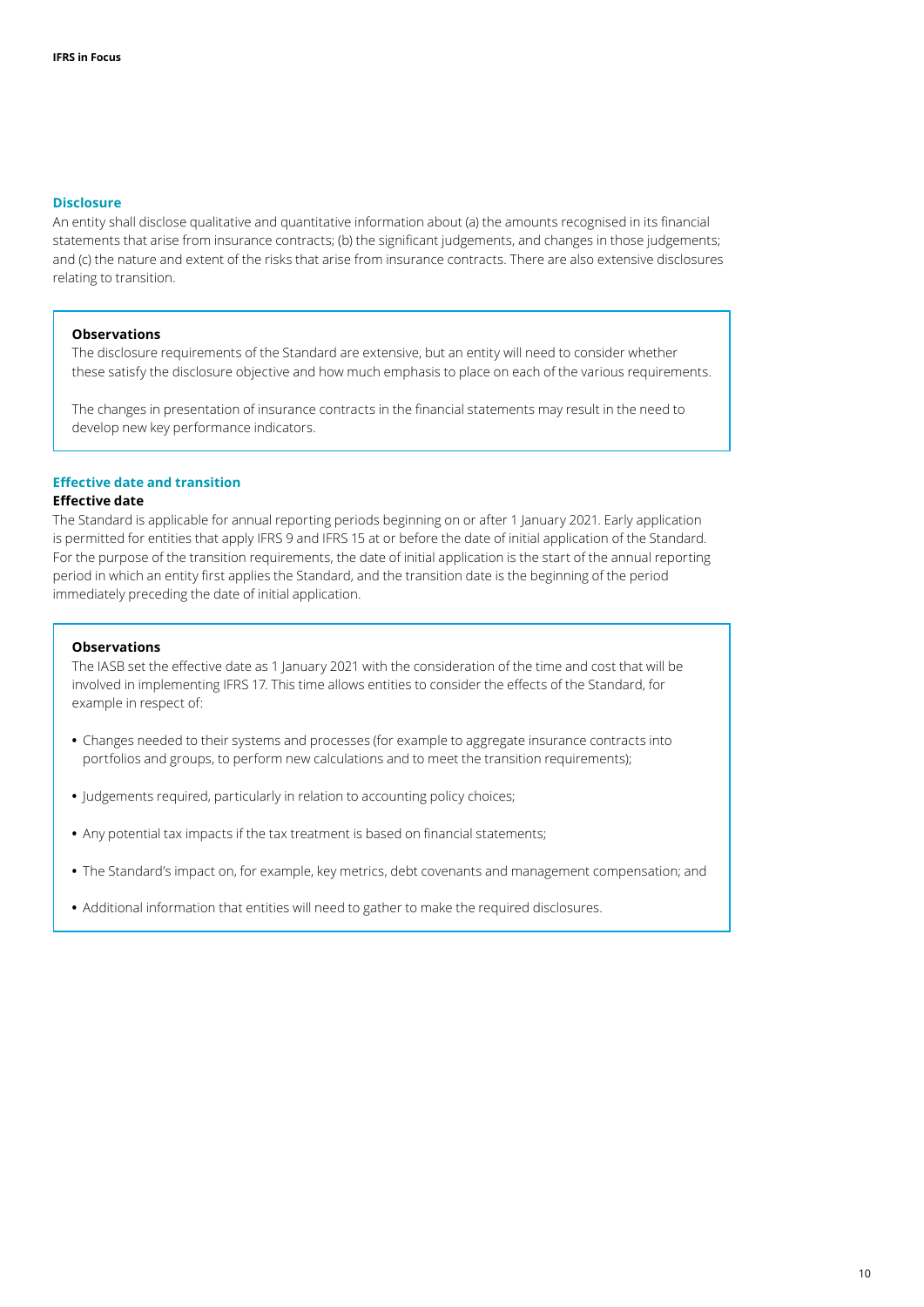## Disclosure

An entity shall disclose qualitative and quantitative information about (a) the amounts recognised in its financial statements that arise from insurance contracts; (b) the significant judgements, and changes in those judgements; and (c) the nature and extent of the risks that arise from insurance contracts. There are also extensive disclosures relating to transition.

> **Observations**
>
> The disclosure requirements of the Standard are extensive, but an entity will need to consider whether these satisfy the disclosure objective and how much emphasis to place on each of the various requirements.
>
> The changes in presentation of insurance contracts in the financial statements may result in the need to develop new key performance indicators.

## Effective date and transition

### Effective date

The Standard is applicable for annual reporting periods beginning on or after 1 January 2021. Early application is permitted for entities that apply IFRS 9 and IFRS 15 at or before the date of initial application of the Standard. For the purpose of the transition requirements, the date of initial application is the start of the annual reporting period in which an entity first applies the Standard, and the transition date is the beginning of the period immediately preceding the date of initial application.

> **Observations**
>
> The IASB set the effective date as 1 January 2021 with the consideration of the time and cost that will be involved in implementing IFRS 17. This time allows entities to consider the effects of the Standard, for example in respect of:
>
> - Changes needed to their systems and processes (for example to aggregate insurance contracts into portfolios and groups, to perform new calculations and to meet the transition requirements);
> - Judgements required, particularly in relation to accounting policy choices;
> - Any potential tax impacts if the tax treatment is based on financial statements;
> - The Standard's impact on, for example, key metrics, debt covenants and management compensation; and
> - Additional information that entities will need to gather to make the required disclosures.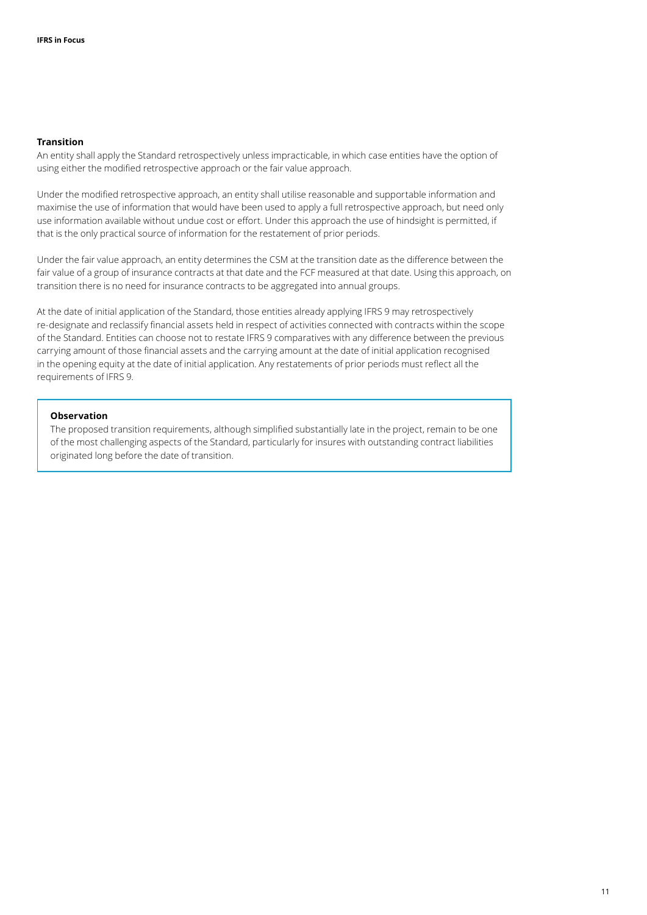### Transition

An entity shall apply the Standard retrospectively unless impracticable, in which case entities have the option of using either the modified retrospective approach or the fair value approach.

Under the modified retrospective approach, an entity shall utilise reasonable and supportable information and maximise the use of information that would have been used to apply a full retrospective approach, but need only use information available without undue cost or effort. Under this approach the use of hindsight is permitted, if that is the only practical source of information for the restatement of prior periods.

Under the fair value approach, an entity determines the CSM at the transition date as the difference between the fair value of a group of insurance contracts at that date and the FCF measured at that date. Using this approach, on transition there is no need for insurance contracts to be aggregated into annual groups.

At the date of initial application of the Standard, those entities already applying IFRS 9 may retrospectively re-designate and reclassify financial assets held in respect of activities connected with contracts within the scope of the Standard. Entities can choose not to restate IFRS 9 comparatives with any difference between the previous carrying amount of those financial assets and the carrying amount at the date of initial application recognised in the opening equity at the date of initial application. Any restatements of prior periods must reflect all the requirements of IFRS 9.

> **Observation**
>
> The proposed transition requirements, although simplified substantially late in the project, remain to be one of the most challenging aspects of the Standard, particularly for insures with outstanding contract liabilities originated long before the date of transition.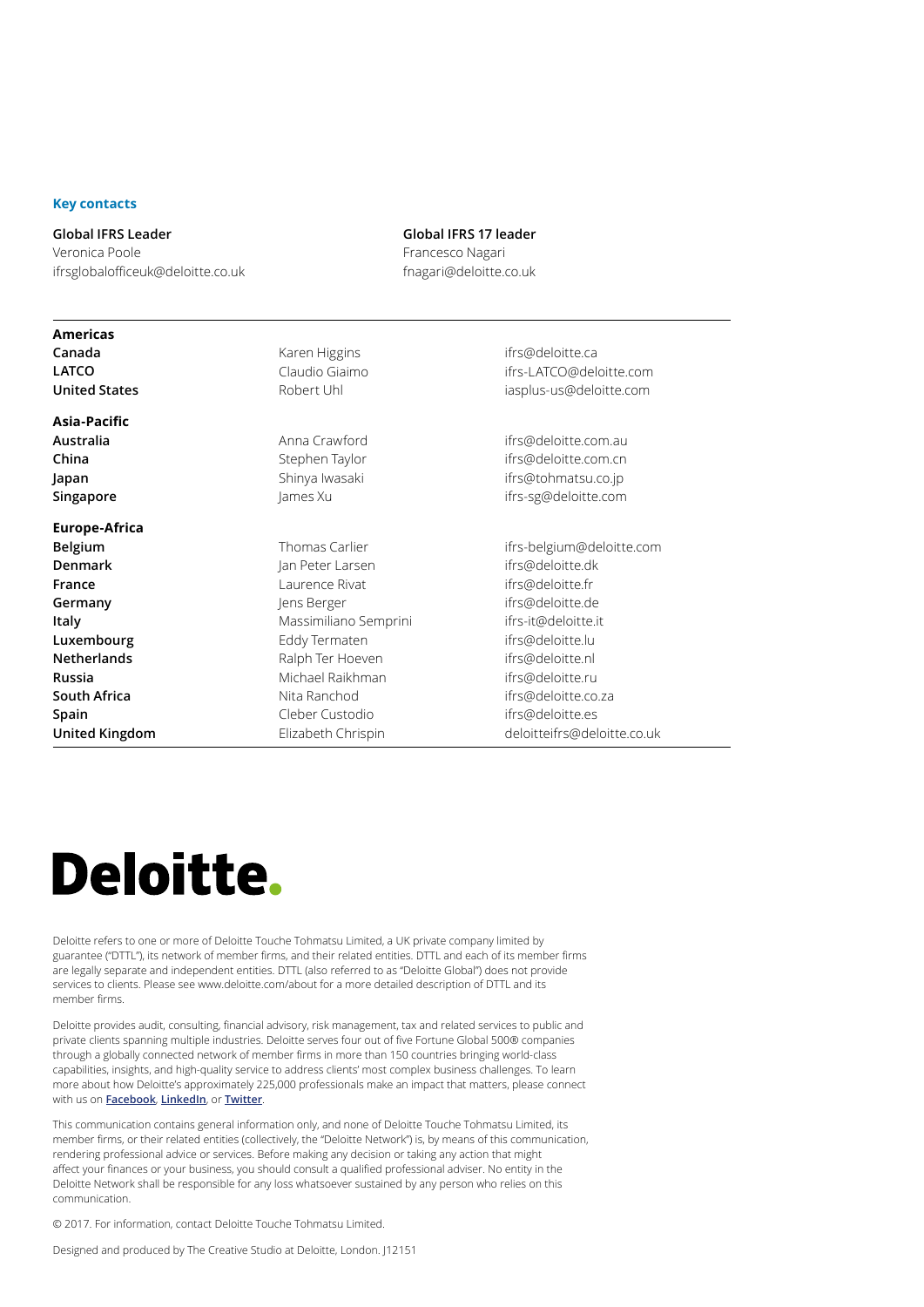**Key contacts**

**Global IFRS Leader**
Veronica Poole
ifrsglobalofficeuk@deloitte.co.uk

**Global IFRS 17 leader**
Francesco Nagari
fnagari@deloitte.co.uk

| | | |
|---|---|---|
| **Americas** | | |
| **Canada** | Karen Higgins | ifrs@deloitte.ca |
| **LATCO** | Claudio Giaimo | ifrs-LATCO@deloitte.com |
| **United States** | Robert Uhl | iasplus-us@deloitte.com |
| **Asia-Pacific** | | |
| **Australia** | Anna Crawford | ifrs@deloitte.com.au |
| **China** | Stephen Taylor | ifrs@deloitte.com.cn |
| **Japan** | Shinya Iwasaki | ifrs@tohmatsu.co.jp |
| **Singapore** | James Xu | ifrs-sg@deloitte.com |
| **Europe-Africa** | | |
| **Belgium** | Thomas Carlier | ifrs-belgium@deloitte.com |
| **Denmark** | Jan Peter Larsen | ifrs@deloitte.dk |
| **France** | Laurence Rivat | ifrs@deloitte.fr |
| **Germany** | Jens Berger | ifrs@deloitte.de |
| **Italy** | Massimiliano Semprini | ifrs-it@deloitte.it |
| **Luxembourg** | Eddy Termaten | ifrs@deloitte.lu |
| **Netherlands** | Ralph Ter Hoeven | ifrs@deloitte.nl |
| **Russia** | Michael Raikhman | ifrs@deloitte.ru |
| **South Africa** | Nita Ranchod | ifrs@deloitte.co.za |
| **Spain** | Cleber Custodio | ifrs@deloitte.es |
| **United Kingdom** | Elizabeth Chrispin | deloitteifrs@deloitte.co.uk |

**Deloitte.**

Deloitte refers to one or more of Deloitte Touche Tohmatsu Limited, a UK private company limited by guarantee ("DTTL"), its network of member firms, and their related entities. DTTL and each of its member firms are legally separate and independent entities. DTTL (also referred to as "Deloitte Global") does not provide services to clients. Please see www.deloitte.com/about for a more detailed description of DTTL and its member firms.

Deloitte provides audit, consulting, financial advisory, risk management, tax and related services to public and private clients spanning multiple industries. Deloitte serves four out of five Fortune Global 500® companies through a globally connected network of member firms in more than 150 countries bringing world-class capabilities, insights, and high-quality service to address clients' most complex business challenges. To learn more about how Deloitte's approximately 225,000 professionals make an impact that matters, please connect with us on **Facebook**, **LinkedIn**, or **Twitter**.

This communication contains general information only, and none of Deloitte Touche Tohmatsu Limited, its member firms, or their related entities (collectively, the "Deloitte Network") is, by means of this communication, rendering professional advice or services. Before making any decision or taking any action that might affect your finances or your business, you should consult a qualified professional adviser. No entity in the Deloitte Network shall be responsible for any loss whatsoever sustained by any person who relies on this communication.

© 2017. For information, contact Deloitte Touche Tohmatsu Limited.

Designed and produced by The Creative Studio at Deloitte, London. J12151